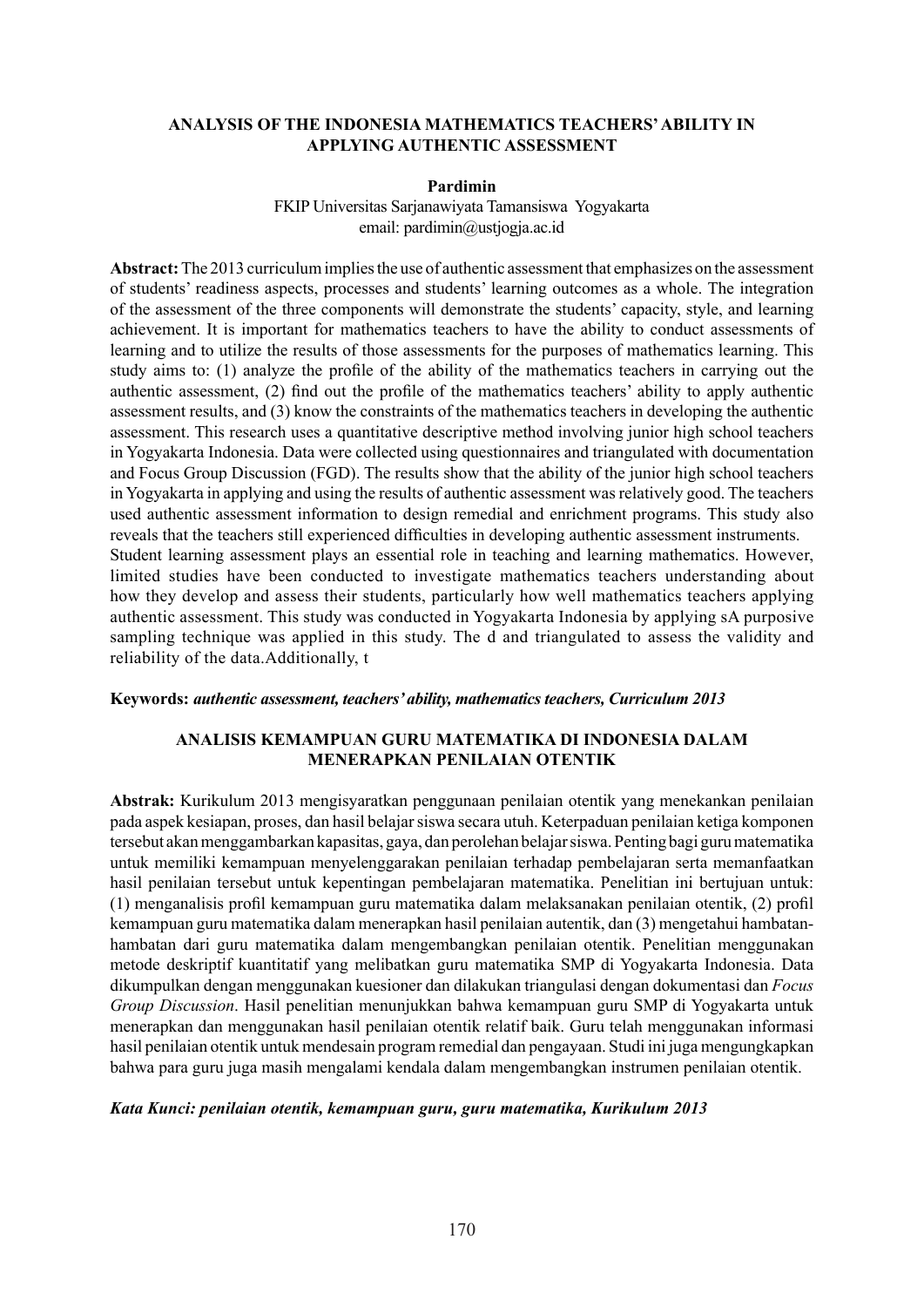# ANALYSIS OF THE INDONESIA MATHEMATICS TEACHERS' ABILITY IN APPLYING AUTHENTIC ASSESSMENT

**Pardimin**

FKIP Universitas Sarjanawiyata Tamansiswa Yogyakarta
email: pardimin@ustjogja.ac.id

**Abstract:** The 2013 curriculum implies the use of authentic assessment that emphasizes on the assessment of students' readiness aspects, processes and students' learning outcomes as a whole. The integration of the assessment of the three components will demonstrate the students' capacity, style, and learning achievement. It is important for mathematics teachers to have the ability to conduct assessments of learning and to utilize the results of those assessments for the purposes of mathematics learning. This study aims to: (1) analyze the profile of the ability of the mathematics teachers in carrying out the authentic assessment, (2) find out the profile of the mathematics teachers' ability to apply authentic assessment results, and (3) know the constraints of the mathematics teachers in developing the authentic assessment. This research uses a quantitative descriptive method involving junior high school teachers in Yogyakarta Indonesia. Data were collected using questionnaires and triangulated with documentation and Focus Group Discussion (FGD). The results show that the ability of the junior high school teachers in Yogyakarta in applying and using the results of authentic assessment was relatively good. The teachers used authentic assessment information to design remedial and enrichment programs. This study also reveals that the teachers still experienced difficulties in developing authentic assessment instruments.
Student learning assessment plays an essential role in teaching and learning mathematics. However, limited studies have been conducted to investigate mathematics teachers understanding about how they develop and assess their students, particularly how well mathematics teachers applying authentic assessment. This study was conducted in Yogyakarta Indonesia by applying sA purposive sampling technique was applied in this study. The d and triangulated to assess the validity and reliability of the data.Additionally, t

**Keywords:** ***authentic assessment, teachers' ability, mathematics teachers, Curriculum 2013***

## ANALISIS KEMAMPUAN GURU MATEMATIKA DI INDONESIA DALAM MENERAPKAN PENILAIAN OTENTIK

**Abstrak:** Kurikulum 2013 mengisyaratkan penggunaan penilaian otentik yang menekankan penilaian pada aspek kesiapan, proses, dan hasil belajar siswa secara utuh. Keterpaduan penilaian ketiga komponen tersebut akan menggambarkan kapasitas, gaya, dan perolehan belajar siswa. Penting bagi guru matematika untuk memiliki kemampuan menyelenggarakan penilaian terhadap pembelajaran serta memanfaatkan hasil penilaian tersebut untuk kepentingan pembelajaran matematika. Penelitian ini bertujuan untuk: (1) menganalisis profil kemampuan guru matematika dalam melaksanakan penilaian otentik, (2) profil kemampuan guru matematika dalam menerapkan hasil penilaian autentik, dan (3) mengetahui hambatan-hambatan dari guru matematika dalam mengembangkan penilaian otentik. Penelitian menggunakan metode deskriptif kuantitatif yang melibatkan guru matematika SMP di Yogyakarta Indonesia. Data dikumpulkan dengan menggunakan kuesioner dan dilakukan triangulasi dengan dokumentasi dan *Focus Group Discussion*. Hasil penelitian menunjukkan bahwa kemampuan guru SMP di Yogyakarta untuk menerapkan dan menggunakan hasil penilaian otentik relatif baik. Guru telah menggunakan informasi hasil penilaian otentik untuk mendesain program remedial dan pengayaan. Studi ini juga mengungkapkan bahwa para guru juga masih mengalami kendala dalam mengembangkan instrumen penilaian otentik.

***Kata Kunci: penilaian otentik, kemampuan guru, guru matematika, Kurikulum 2013***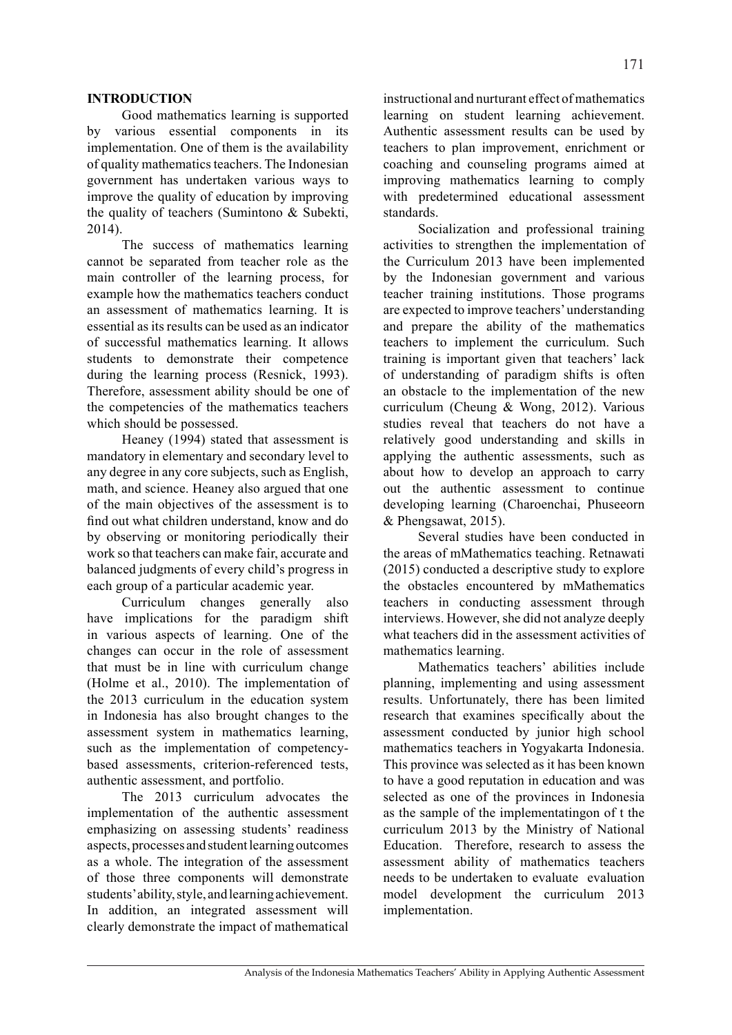## INTRODUCTION

Good mathematics learning is supported by various essential components in its implementation. One of them is the availability of quality mathematics teachers. The Indonesian government has undertaken various ways to improve the quality of education by improving the quality of teachers (Sumintono & Subekti, 2014).

The success of mathematics learning cannot be separated from teacher role as the main controller of the learning process, for example how the mathematics teachers conduct an assessment of mathematics learning. It is essential as its results can be used as an indicator of successful mathematics learning. It allows students to demonstrate their competence during the learning process (Resnick, 1993). Therefore, assessment ability should be one of the competencies of the mathematics teachers which should be possessed.

Heaney (1994) stated that assessment is mandatory in elementary and secondary level to any degree in any core subjects, such as English, math, and science. Heaney also argued that one of the main objectives of the assessment is to find out what children understand, know and do by observing or monitoring periodically their work so that teachers can make fair, accurate and balanced judgments of every child's progress in each group of a particular academic year.

Curriculum changes generally also have implications for the paradigm shift in various aspects of learning. One of the changes can occur in the role of assessment that must be in line with curriculum change (Holme et al., 2010). The implementation of the 2013 curriculum in the education system in Indonesia has also brought changes to the assessment system in mathematics learning, such as the implementation of competency-based assessments, criterion-referenced tests, authentic assessment, and portfolio.

The 2013 curriculum advocates the implementation of the authentic assessment emphasizing on assessing students' readiness aspects, processes and student learning outcomes as a whole. The integration of the assessment of those three components will demonstrate students' ability, style, and learning achievement. In addition, an integrated assessment will clearly demonstrate the impact of mathematical instructional and nurturant effect of mathematics learning on student learning achievement. Authentic assessment results can be used by teachers to plan improvement, enrichment or coaching and counseling programs aimed at improving mathematics learning to comply with predetermined educational assessment standards.

Socialization and professional training activities to strengthen the implementation of the Curriculum 2013 have been implemented by the Indonesian government and various teacher training institutions. Those programs are expected to improve teachers' understanding and prepare the ability of the mathematics teachers to implement the curriculum. Such training is important given that teachers' lack of understanding of paradigm shifts is often an obstacle to the implementation of the new curriculum (Cheung & Wong, 2012). Various studies reveal that teachers do not have a relatively good understanding and skills in applying the authentic assessments, such as about how to develop an approach to carry out the authentic assessment to continue developing learning (Charoenchai, Phuseeorn & Phengsawat, 2015).

Several studies have been conducted in the areas of mMathematics teaching. Retnawati (2015) conducted a descriptive study to explore the obstacles encountered by mMathematics teachers in conducting assessment through interviews. However, she did not analyze deeply what teachers did in the assessment activities of mathematics learning.

Mathematics teachers' abilities include planning, implementing and using assessment results. Unfortunately, there has been limited research that examines specifically about the assessment conducted by junior high school mathematics teachers in Yogyakarta Indonesia. This province was selected as it has been known to have a good reputation in education and was selected as one of the provinces in Indonesia as the sample of the implementatingon of t the curriculum 2013 by the Ministry of National Education. Therefore, research to assess the assessment ability of mathematics teachers needs to be undertaken to evaluate evaluation model development the curriculum 2013 implementation.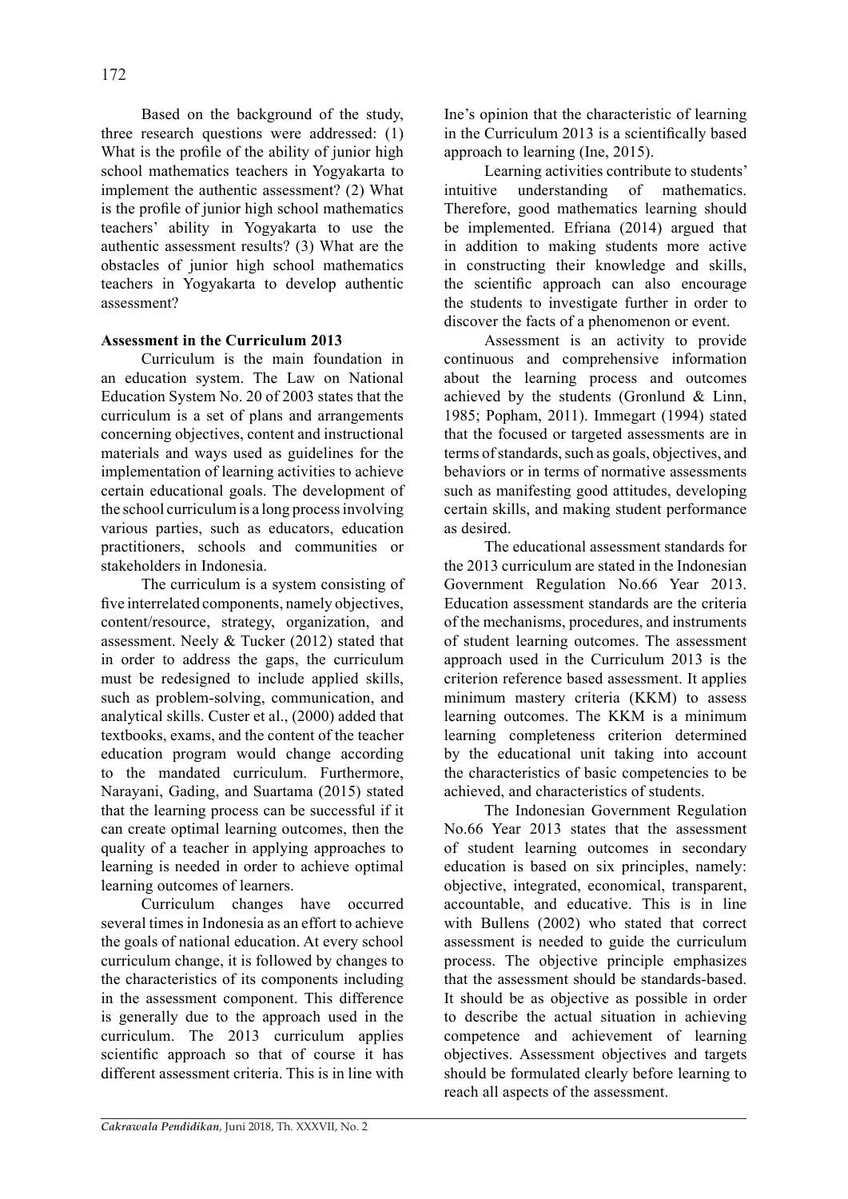Based on the background of the study, three research questions were addressed: (1) What is the profile of the ability of junior high school mathematics teachers in Yogyakarta to implement the authentic assessment? (2) What is the profile of junior high school mathematics teachers' ability in Yogyakarta to use the authentic assessment results? (3) What are the obstacles of junior high school mathematics teachers in Yogyakarta to develop authentic assessment?

**Assessment in the Curriculum 2013**

Curriculum is the main foundation in an education system. The Law on National Education System No. 20 of 2003 states that the curriculum is a set of plans and arrangements concerning objectives, content and instructional materials and ways used as guidelines for the implementation of learning activities to achieve certain educational goals. The development of the school curriculum is a long process involving various parties, such as educators, education practitioners, schools and communities or stakeholders in Indonesia.

The curriculum is a system consisting of five interrelated components, namely objectives, content/resource, strategy, organization, and assessment. Neely & Tucker (2012) stated that in order to address the gaps, the curriculum must be redesigned to include applied skills, such as problem-solving, communication, and analytical skills. Custer et al., (2000) added that textbooks, exams, and the content of the teacher education program would change according to the mandated curriculum. Furthermore, Narayani, Gading, and Suartama (2015) stated that the learning process can be successful if it can create optimal learning outcomes, then the quality of a teacher in applying approaches to learning is needed in order to achieve optimal learning outcomes of learners.

Curriculum changes have occurred several times in Indonesia as an effort to achieve the goals of national education. At every school curriculum change, it is followed by changes to the characteristics of its components including in the assessment component. This difference is generally due to the approach used in the curriculum. The 2013 curriculum applies scientific approach so that of course it has different assessment criteria. This is in line with Ine's opinion that the characteristic of learning in the Curriculum 2013 is a scientifically based approach to learning (Ine, 2015).

Learning activities contribute to students' intuitive understanding of mathematics. Therefore, good mathematics learning should be implemented. Efriana (2014) argued that in addition to making students more active in constructing their knowledge and skills, the scientific approach can also encourage the students to investigate further in order to discover the facts of a phenomenon or event.

Assessment is an activity to provide continuous and comprehensive information about the learning process and outcomes achieved by the students (Gronlund & Linn, 1985; Popham, 2011). Immegart (1994) stated that the focused or targeted assessments are in terms of standards, such as goals, objectives, and behaviors or in terms of normative assessments such as manifesting good attitudes, developing certain skills, and making student performance as desired.

The educational assessment standards for the 2013 curriculum are stated in the Indonesian Government Regulation No.66 Year 2013. Education assessment standards are the criteria of the mechanisms, procedures, and instruments of student learning outcomes. The assessment approach used in the Curriculum 2013 is the criterion reference based assessment. It applies minimum mastery criteria (KKM) to assess learning outcomes. The KKM is a minimum learning completeness criterion determined by the educational unit taking into account the characteristics of basic competencies to be achieved, and characteristics of students.

The Indonesian Government Regulation No.66 Year 2013 states that the assessment of student learning outcomes in secondary education is based on six principles, namely: objective, integrated, economical, transparent, accountable, and educative. This is in line with Bullens (2002) who stated that correct assessment is needed to guide the curriculum process. The objective principle emphasizes that the assessment should be standards-based. It should be as objective as possible in order to describe the actual situation in achieving competence and achievement of learning objectives. Assessment objectives and targets should be formulated clearly before learning to reach all aspects of the assessment.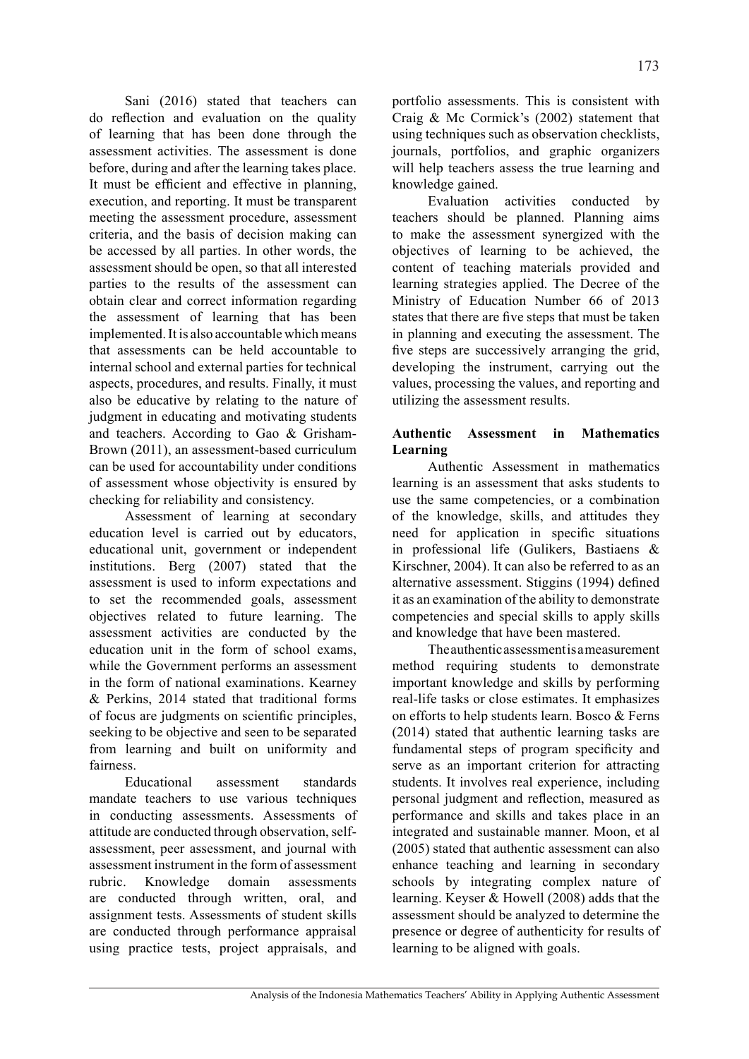Sani (2016) stated that teachers can do reflection and evaluation on the quality of learning that has been done through the assessment activities. The assessment is done before, during and after the learning takes place. It must be efficient and effective in planning, execution, and reporting. It must be transparent meeting the assessment procedure, assessment criteria, and the basis of decision making can be accessed by all parties. In other words, the assessment should be open, so that all interested parties to the results of the assessment can obtain clear and correct information regarding the assessment of learning that has been implemented. It is also accountable which means that assessments can be held accountable to internal school and external parties for technical aspects, procedures, and results. Finally, it must also be educative by relating to the nature of judgment in educating and motivating students and teachers. According to Gao & Grisham-Brown (2011), an assessment-based curriculum can be used for accountability under conditions of assessment whose objectivity is ensured by checking for reliability and consistency.

Assessment of learning at secondary education level is carried out by educators, educational unit, government or independent institutions. Berg (2007) stated that the assessment is used to inform expectations and to set the recommended goals, assessment objectives related to future learning. The assessment activities are conducted by the education unit in the form of school exams, while the Government performs an assessment in the form of national examinations. Kearney & Perkins, 2014 stated that traditional forms of focus are judgments on scientific principles, seeking to be objective and seen to be separated from learning and built on uniformity and fairness.

Educational assessment standards mandate teachers to use various techniques in conducting assessments. Assessments of attitude are conducted through observation, self-assessment, peer assessment, and journal with assessment instrument in the form of assessment rubric. Knowledge domain assessments are conducted through written, oral, and assignment tests. Assessments of student skills are conducted through performance appraisal using practice tests, project appraisals, and portfolio assessments. This is consistent with Craig & Mc Cormick's (2002) statement that using techniques such as observation checklists, journals, portfolios, and graphic organizers will help teachers assess the true learning and knowledge gained.

Evaluation activities conducted by teachers should be planned. Planning aims to make the assessment synergized with the objectives of learning to be achieved, the content of teaching materials provided and learning strategies applied. The Decree of the Ministry of Education Number 66 of 2013 states that there are five steps that must be taken in planning and executing the assessment. The five steps are successively arranging the grid, developing the instrument, carrying out the values, processing the values, and reporting and utilizing the assessment results.

**Authentic Assessment in Mathematics Learning**

Authentic Assessment in mathematics learning is an assessment that asks students to use the same competencies, or a combination of the knowledge, skills, and attitudes they need for application in specific situations in professional life (Gulikers, Bastiaens & Kirschner, 2004). It can also be referred to as an alternative assessment. Stiggins (1994) defined it as an examination of the ability to demonstrate competencies and special skills to apply skills and knowledge that have been mastered.

The authentic assessment is a measurement method requiring students to demonstrate important knowledge and skills by performing real-life tasks or close estimates. It emphasizes on efforts to help students learn. Bosco & Ferns (2014) stated that authentic learning tasks are fundamental steps of program specificity and serve as an important criterion for attracting students. It involves real experience, including personal judgment and reflection, measured as performance and skills and takes place in an integrated and sustainable manner. Moon, et al (2005) stated that authentic assessment can also enhance teaching and learning in secondary schools by integrating complex nature of learning. Keyser & Howell (2008) adds that the assessment should be analyzed to determine the presence or degree of authenticity for results of learning to be aligned with goals.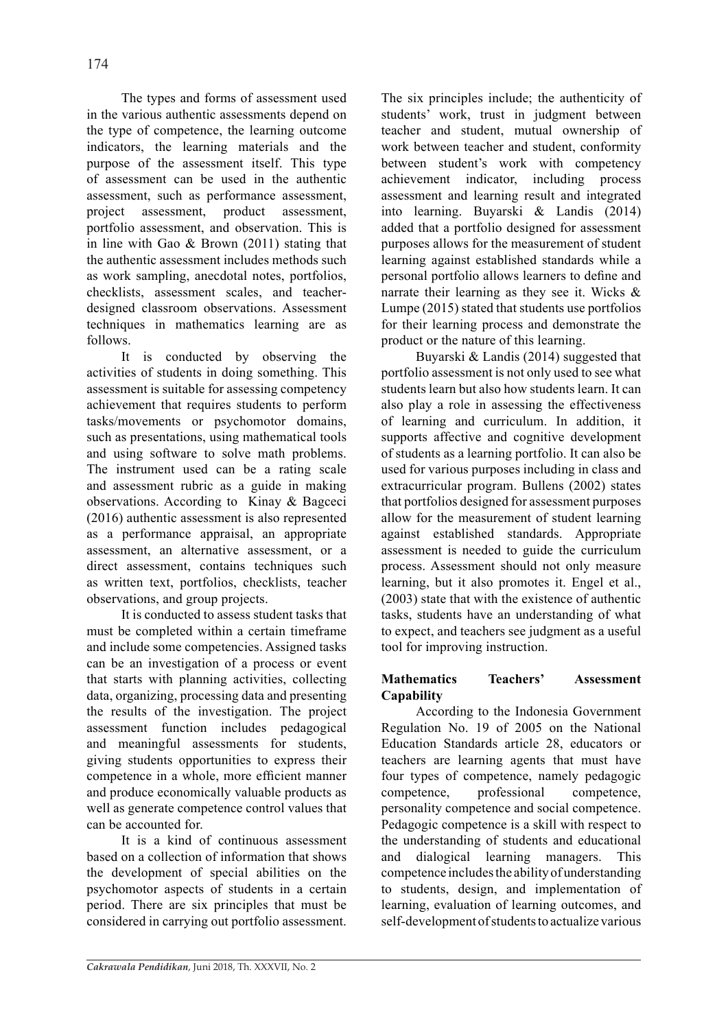The types and forms of assessment used in the various authentic assessments depend on the type of competence, the learning outcome indicators, the learning materials and the purpose of the assessment itself. This type of assessment can be used in the authentic assessment, such as performance assessment, project assessment, product assessment, portfolio assessment, and observation. This is in line with Gao & Brown (2011) stating that the authentic assessment includes methods such as work sampling, anecdotal notes, portfolios, checklists, assessment scales, and teacher-designed classroom observations. Assessment techniques in mathematics learning are as follows.

It is conducted by observing the activities of students in doing something. This assessment is suitable for assessing competency achievement that requires students to perform tasks/movements or psychomotor domains, such as presentations, using mathematical tools and using software to solve math problems. The instrument used can be a rating scale and assessment rubric as a guide in making observations. According to Kinay & Bagceci (2016) authentic assessment is also represented as a performance appraisal, an appropriate assessment, an alternative assessment, or a direct assessment, contains techniques such as written text, portfolios, checklists, teacher observations, and group projects.

It is conducted to assess student tasks that must be completed within a certain timeframe and include some competencies. Assigned tasks can be an investigation of a process or event that starts with planning activities, collecting data, organizing, processing data and presenting the results of the investigation. The project assessment function includes pedagogical and meaningful assessments for students, giving students opportunities to express their competence in a whole, more efficient manner and produce economically valuable products as well as generate competence control values that can be accounted for.

It is a kind of continuous assessment based on a collection of information that shows the development of special abilities on the psychomotor aspects of students in a certain period. There are six principles that must be considered in carrying out portfolio assessment. The six principles include; the authenticity of students' work, trust in judgment between teacher and student, mutual ownership of work between teacher and student, conformity between student's work with competency achievement indicator, including process assessment and learning result and integrated into learning. Buyarski & Landis (2014) added that a portfolio designed for assessment purposes allows for the measurement of student learning against established standards while a personal portfolio allows learners to define and narrate their learning as they see it. Wicks & Lumpe (2015) stated that students use portfolios for their learning process and demonstrate the product or the nature of this learning.

Buyarski & Landis (2014) suggested that portfolio assessment is not only used to see what students learn but also how students learn. It can also play a role in assessing the effectiveness of learning and curriculum. In addition, it supports affective and cognitive development of students as a learning portfolio. It can also be used for various purposes including in class and extracurricular program. Bullens (2002) states that portfolios designed for assessment purposes allow for the measurement of student learning against established standards. Appropriate assessment is needed to guide the curriculum process. Assessment should not only measure learning, but it also promotes it. Engel et al., (2003) state that with the existence of authentic tasks, students have an understanding of what to expect, and teachers see judgment as a useful tool for improving instruction.

## Mathematics Teachers' Assessment Capability

According to the Indonesia Government Regulation No. 19 of 2005 on the National Education Standards article 28, educators or teachers are learning agents that must have four types of competence, namely pedagogic competence, professional competence, personality competence and social competence. Pedagogic competence is a skill with respect to the understanding of students and educational and dialogical learning managers. This competence includes the ability of understanding to students, design, and implementation of learning, evaluation of learning outcomes, and self-development of students to actualize various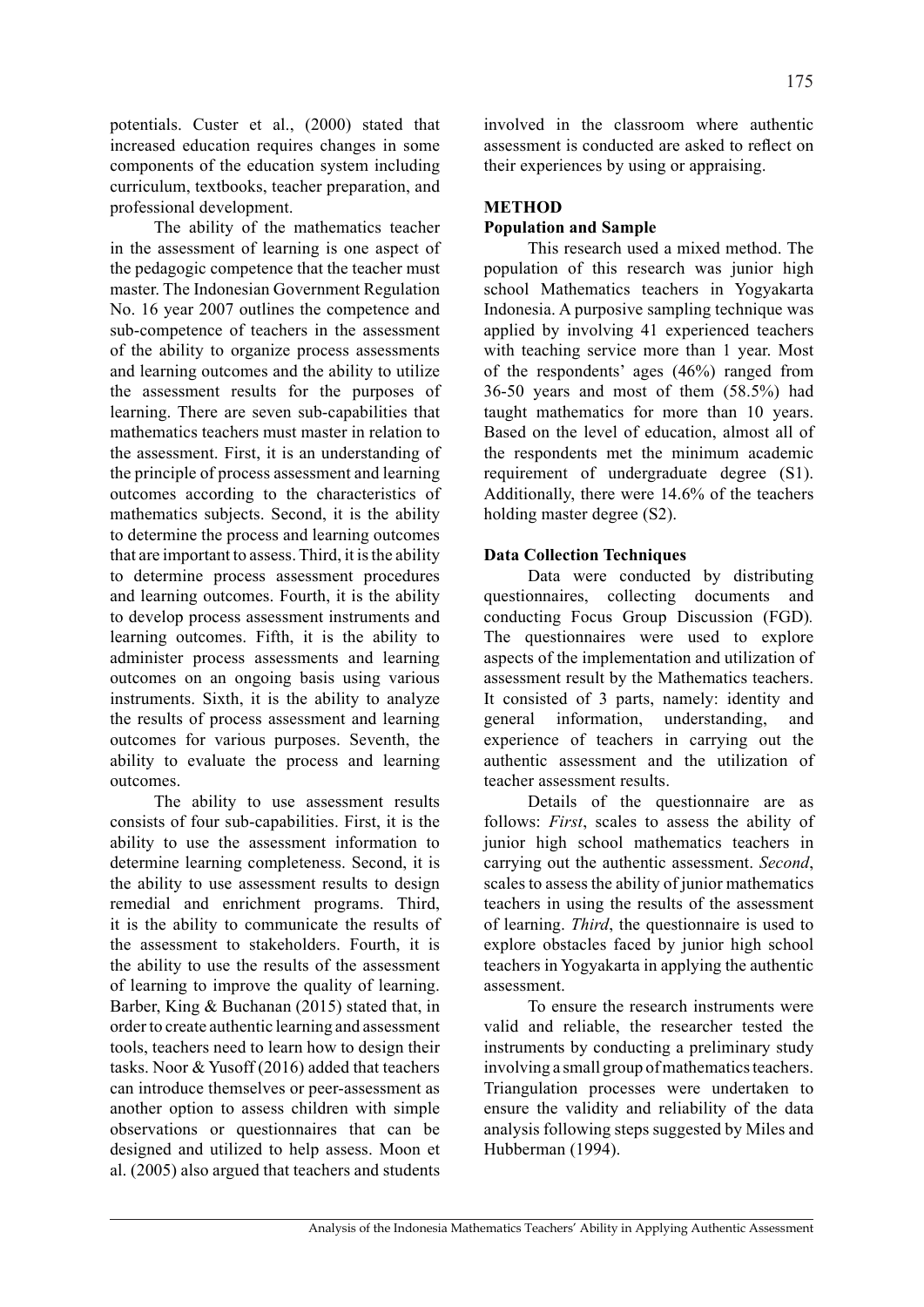potentials. Custer et al., (2000) stated that increased education requires changes in some components of the education system including curriculum, textbooks, teacher preparation, and professional development.

The ability of the mathematics teacher in the assessment of learning is one aspect of the pedagogic competence that the teacher must master. The Indonesian Government Regulation No. 16 year 2007 outlines the competence and sub-competence of teachers in the assessment of the ability to organize process assessments and learning outcomes and the ability to utilize the assessment results for the purposes of learning. There are seven sub-capabilities that mathematics teachers must master in relation to the assessment. First, it is an understanding of the principle of process assessment and learning outcomes according to the characteristics of mathematics subjects. Second, it is the ability to determine the process and learning outcomes that are important to assess. Third, it is the ability to determine process assessment procedures and learning outcomes. Fourth, it is the ability to develop process assessment instruments and learning outcomes. Fifth, it is the ability to administer process assessments and learning outcomes on an ongoing basis using various instruments. Sixth, it is the ability to analyze the results of process assessment and learning outcomes for various purposes. Seventh, the ability to evaluate the process and learning outcomes.

The ability to use assessment results consists of four sub-capabilities. First, it is the ability to use the assessment information to determine learning completeness. Second, it is the ability to use assessment results to design remedial and enrichment programs. Third, it is the ability to communicate the results of the assessment to stakeholders. Fourth, it is the ability to use the results of the assessment of learning to improve the quality of learning. Barber, King & Buchanan (2015) stated that, in order to create authentic learning and assessment tools, teachers need to learn how to design their tasks. Noor & Yusoff (2016) added that teachers can introduce themselves or peer-assessment as another option to assess children with simple observations or questionnaires that can be designed and utilized to help assess. Moon et al. (2005) also argued that teachers and students involved in the classroom where authentic assessment is conducted are asked to reflect on their experiences by using or appraising.

## METHOD

### Population and Sample

This research used a mixed method. The population of this research was junior high school Mathematics teachers in Yogyakarta Indonesia. A purposive sampling technique was applied by involving 41 experienced teachers with teaching service more than 1 year. Most of the respondents' ages (46%) ranged from 36-50 years and most of them (58.5%) had taught mathematics for more than 10 years. Based on the level of education, almost all of the respondents met the minimum academic requirement of undergraduate degree (S1). Additionally, there were 14.6% of the teachers holding master degree (S2).

### Data Collection Techniques

Data were conducted by distributing questionnaires, collecting documents and conducting Focus Group Discussion (FGD). The questionnaires were used to explore aspects of the implementation and utilization of assessment result by the Mathematics teachers. It consisted of 3 parts, namely: identity and general information, understanding, and experience of teachers in carrying out the authentic assessment and the utilization of teacher assessment results.

Details of the questionnaire are as follows: *First*, scales to assess the ability of junior high school mathematics teachers in carrying out the authentic assessment. *Second*, scales to assess the ability of junior mathematics teachers in using the results of the assessment of learning. *Third*, the questionnaire is used to explore obstacles faced by junior high school teachers in Yogyakarta in applying the authentic assessment.

To ensure the research instruments were valid and reliable, the researcher tested the instruments by conducting a preliminary study involving a small group of mathematics teachers. Triangulation processes were undertaken to ensure the validity and reliability of the data analysis following steps suggested by Miles and Hubberman (1994).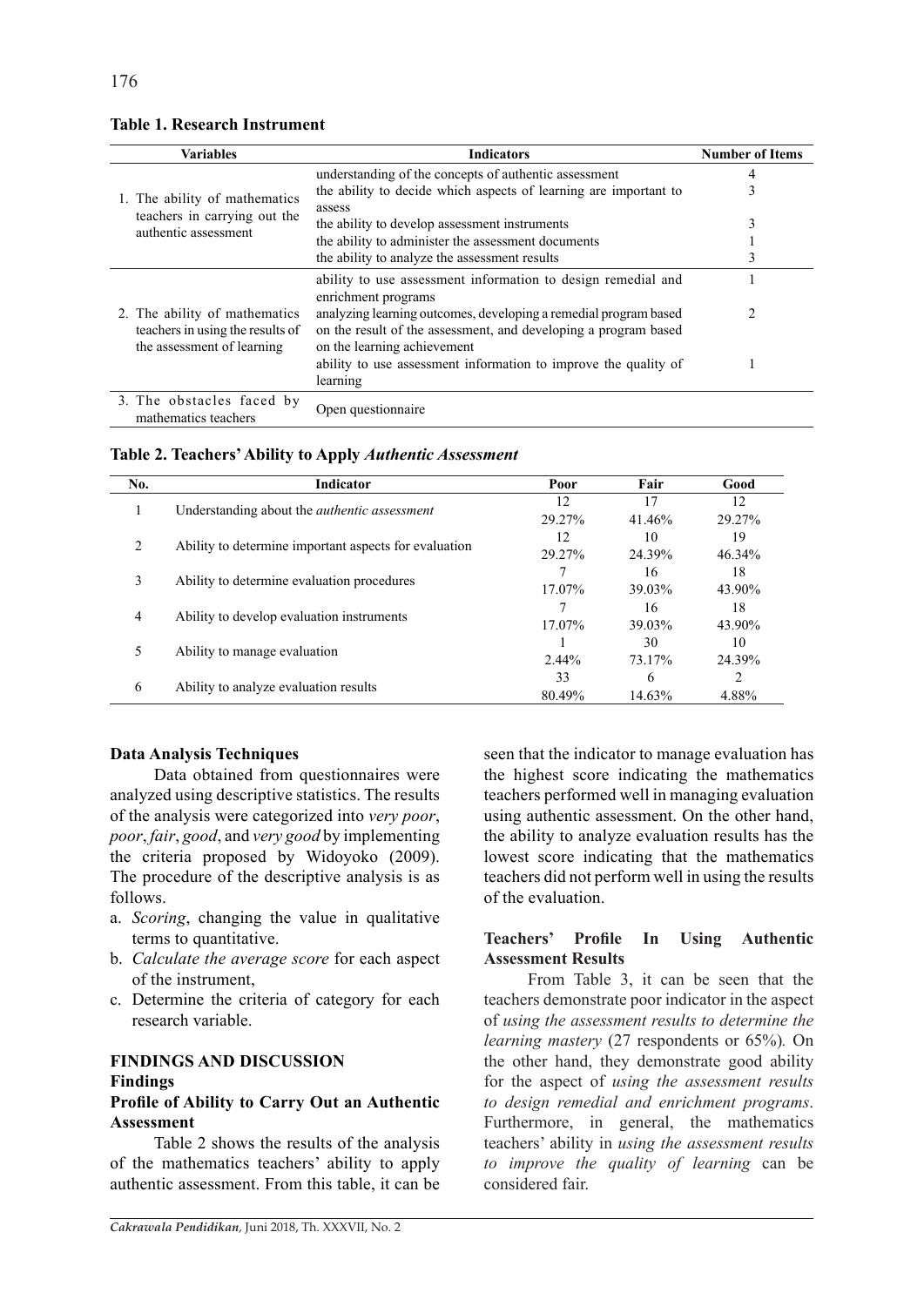**Table 1. Research Instrument**

| Variables | Indicators | Number of Items |
|---|---|---|
| 1. The ability of mathematics teachers in carrying out the authentic assessment | understanding of the concepts of authentic assessment | 4 |
| | the ability to decide which aspects of learning are important to assess | 3 |
| | the ability to develop assessment instruments | 3 |
| | the ability to administer the assessment documents | 1 |
| | the ability to analyze the assessment results | 3 |
| 2. The ability of mathematics teachers in using the results of the assessment of learning | ability to use assessment information to design remedial and enrichment programs | 1 |
| | analyzing learning outcomes, developing a remedial program based on the result of the assessment, and developing a program based on the learning achievement | 2 |
| | ability to use assessment information to improve the quality of learning | 1 |
| 3. The obstacles faced by mathematics teachers | Open questionnaire | |

**Table 2. Teachers' Ability to Apply *Authentic Assessment***

| No. | Indicator | Poor | Fair | Good |
|---|---|---|---|---|
| 1 | Understanding about the *authentic assessment* | 12<br>29.27% | 17<br>41.46% | 12<br>29.27% |
| 2 | Ability to determine important aspects for evaluation | 12<br>29.27% | 10<br>24.39% | 19<br>46.34% |
| 3 | Ability to determine evaluation procedures | 7<br>17.07% | 16<br>39.03% | 18<br>43.90% |
| 4 | Ability to develop evaluation instruments | 7<br>17.07% | 16<br>39.03% | 18<br>43.90% |
| 5 | Ability to manage evaluation | 1<br>2.44% | 30<br>73.17% | 10<br>24.39% |
| 6 | Ability to analyze evaluation results | 33<br>80.49% | 6<br>14.63% | 2<br>4.88% |

**Data Analysis Techniques**

Data obtained from questionnaires were analyzed using descriptive statistics. The results of the analysis were categorized into *very poor*, *poor*, *fair*, *good*, and *very good* by implementing the criteria proposed by Widoyoko (2009). The procedure of the descriptive analysis is as follows.

a. *Scoring*, changing the value in qualitative terms to quantitative.
b. *Calculate the average score* for each aspect of the instrument,
c. Determine the criteria of category for each research variable.

## FINDINGS AND DISCUSSION

### Findings

#### Profile of Ability to Carry Out an Authentic Assessment

Table 2 shows the results of the analysis of the mathematics teachers' ability to apply authentic assessment. From this table, it can be seen that the indicator to manage evaluation has the highest score indicating the mathematics teachers performed well in managing evaluation using authentic assessment. On the other hand, the ability to analyze evaluation results has the lowest score indicating that the mathematics teachers did not perform well in using the results of the evaluation.

#### Teachers' Profile In Using Authentic Assessment Results

From Table 3, it can be seen that the teachers demonstrate poor indicator in the aspect of *using the assessment results to determine the learning mastery* (27 respondents or 65%)*.* On the other hand, they demonstrate good ability for the aspect of *using the assessment results to design remedial and enrichment programs*. Furthermore, in general, the mathematics teachers' ability in *using the assessment results to improve the quality of learning* can be considered fair.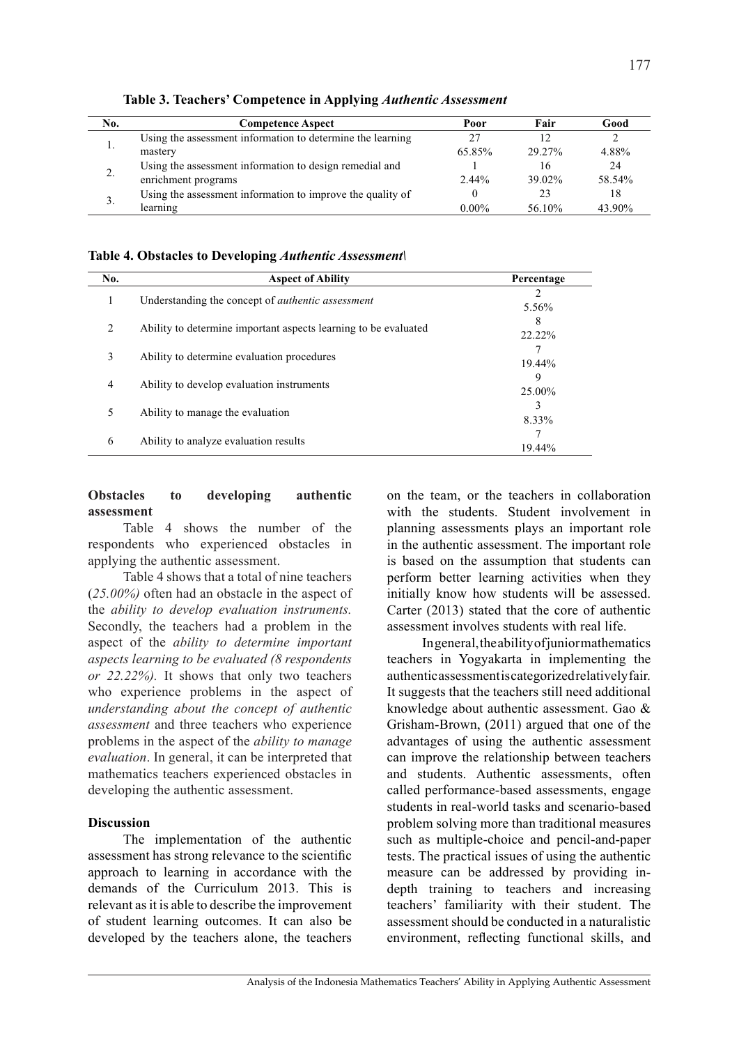**Table 3. Teachers' Competence in Applying *Authentic Assessment***

| No. | Competence Aspect | Poor | Fair | Good |
|---|---|---|---|---|
| 1. | Using the assessment information to determine the learning mastery | 27<br>65.85% | 12<br>29.27% | 2<br>4.88% |
| 2. | Using the assessment information to design remedial and enrichment programs | 1<br>2.44% | 16<br>39.02% | 24<br>58.54% |
| 3. | Using the assessment information to improve the quality of learning | 0<br>0.00% | 23<br>56.10% | 18<br>43.90% |

**Table 4. Obstacles to Developing *Authentic Assessment*\**

| No. | Aspect of Ability | Percentage |
|---|---|---|
| 1 | Understanding the concept of *authentic assessment* | 2<br>5.56% |
| 2 | Ability to determine important aspects learning to be evaluated | 8<br>22.22% |
| 3 | Ability to determine evaluation procedures | 7<br>19.44% |
| 4 | Ability to develop evaluation instruments | 9<br>25.00% |
| 5 | Ability to manage the evaluation | 3<br>8.33% |
| 6 | Ability to analyze evaluation results | 7<br>19.44% |

**Obstacles to developing authentic assessment**

Table 4 shows the number of the respondents who experienced obstacles in applying the authentic assessment.

Table 4 shows that a total of nine teachers (*25.00%)* often had an obstacle in the aspect of the *ability to develop evaluation instruments.* Secondly, the teachers had a problem in the aspect of the *ability to determine important aspects learning to be evaluated (8 respondents or 22.22%).* It shows that only two teachers who experience problems in the aspect of *understanding about the concept of authentic assessment* and three teachers who experience problems in the aspect of the *ability to manage evaluation*. In general, it can be interpreted that mathematics teachers experienced obstacles in developing the authentic assessment.

**Discussion**

The implementation of the authentic assessment has strong relevance to the scientific approach to learning in accordance with the demands of the Curriculum 2013. This is relevant as it is able to describe the improvement of student learning outcomes. It can also be developed by the teachers alone, the teachers on the team, or the teachers in collaboration with the students. Student involvement in planning assessments plays an important role in the authentic assessment. The important role is based on the assumption that students can perform better learning activities when they initially know how students will be assessed. Carter (2013) stated that the core of authentic assessment involves students with real life.

In general, the ability of junior mathematics teachers in Yogyakarta in implementing the authentic assessment is categorized relatively fair. It suggests that the teachers still need additional knowledge about authentic assessment. Gao & Grisham-Brown, (2011) argued that one of the advantages of using the authentic assessment can improve the relationship between teachers and students. Authentic assessments, often called performance-based assessments, engage students in real-world tasks and scenario-based problem solving more than traditional measures such as multiple-choice and pencil-and-paper tests. The practical issues of using the authentic measure can be addressed by providing in-depth training to teachers and increasing teachers' familiarity with their student. The assessment should be conducted in a naturalistic environment, reflecting functional skills, and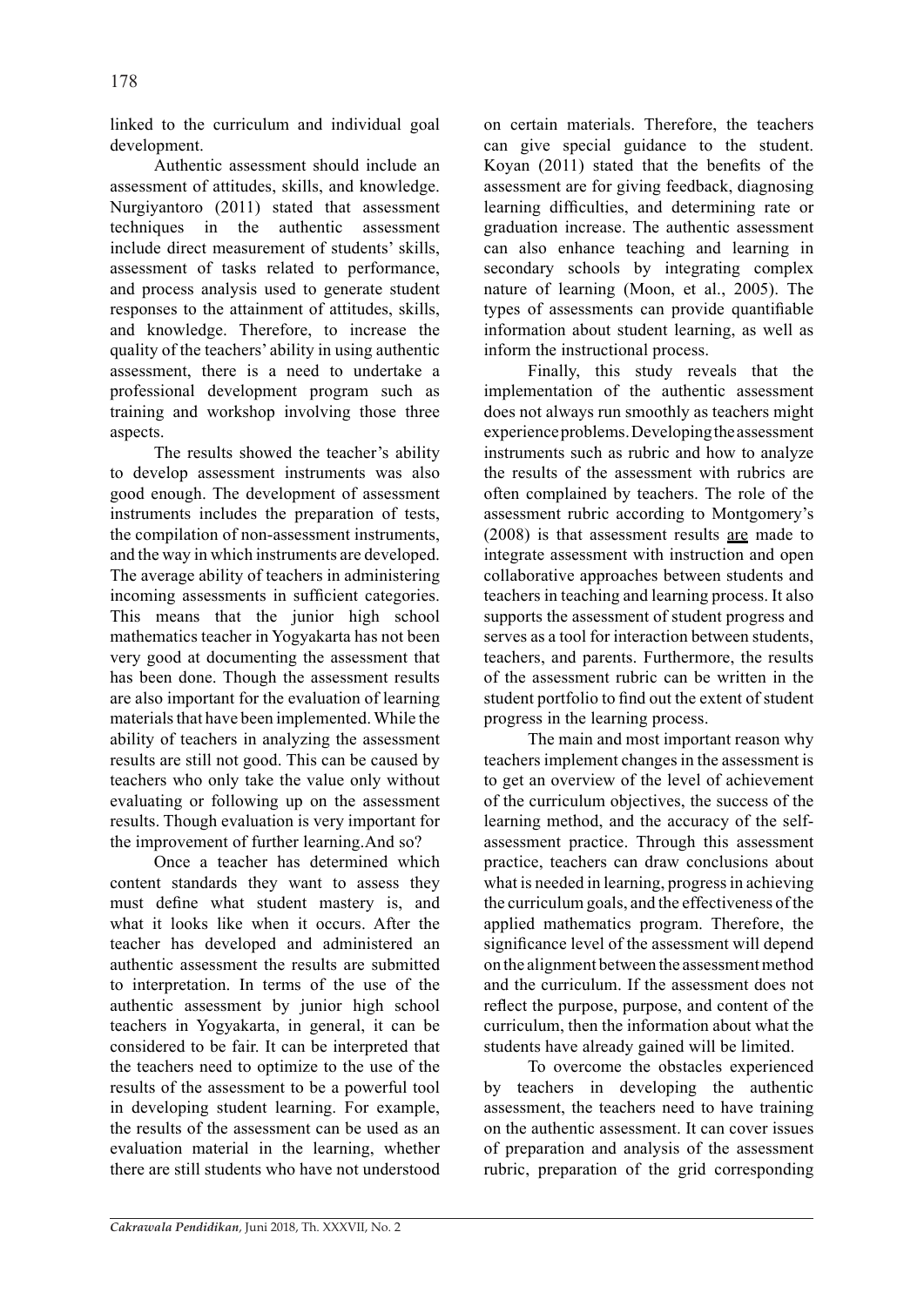linked to the curriculum and individual goal development.

Authentic assessment should include an assessment of attitudes, skills, and knowledge. Nurgiyantoro (2011) stated that assessment techniques in the authentic assessment include direct measurement of students' skills, assessment of tasks related to performance, and process analysis used to generate student responses to the attainment of attitudes, skills, and knowledge. Therefore, to increase the quality of the teachers' ability in using authentic assessment, there is a need to undertake a professional development program such as training and workshop involving those three aspects.

The results showed the teacher's ability to develop assessment instruments was also good enough. The development of assessment instruments includes the preparation of tests, the compilation of non-assessment instruments, and the way in which instruments are developed. The average ability of teachers in administering incoming assessments in sufficient categories. This means that the junior high school mathematics teacher in Yogyakarta has not been very good at documenting the assessment that has been done. Though the assessment results are also important for the evaluation of learning materials that have been implemented. While the ability of teachers in analyzing the assessment results are still not good. This can be caused by teachers who only take the value only without evaluating or following up on the assessment results. Though evaluation is very important for the improvement of further learning.And so?

Once a teacher has determined which content standards they want to assess they must define what student mastery is, and what it looks like when it occurs. After the teacher has developed and administered an authentic assessment the results are submitted to interpretation. In terms of the use of the authentic assessment by junior high school teachers in Yogyakarta, in general, it can be considered to be fair. It can be interpreted that the teachers need to optimize to the use of the results of the assessment to be a powerful tool in developing student learning. For example, the results of the assessment can be used as an evaluation material in the learning, whether there are still students who have not understood on certain materials. Therefore, the teachers can give special guidance to the student. Koyan (2011) stated that the benefits of the assessment are for giving feedback, diagnosing learning difficulties, and determining rate or graduation increase. The authentic assessment can also enhance teaching and learning in secondary schools by integrating complex nature of learning (Moon, et al., 2005). The types of assessments can provide quantifiable information about student learning, as well as inform the instructional process.

Finally, this study reveals that the implementation of the authentic assessment does not always run smoothly as teachers might experience problems. Developing the assessment instruments such as rubric and how to analyze the results of the assessment with rubrics are often complained by teachers. The role of the assessment rubric according to Montgomery's (2008) is that assessment results are made to integrate assessment with instruction and open collaborative approaches between students and teachers in teaching and learning process. It also supports the assessment of student progress and serves as a tool for interaction between students, teachers, and parents. Furthermore, the results of the assessment rubric can be written in the student portfolio to find out the extent of student progress in the learning process.

The main and most important reason why teachers implement changes in the assessment is to get an overview of the level of achievement of the curriculum objectives, the success of the learning method, and the accuracy of the self-assessment practice. Through this assessment practice, teachers can draw conclusions about what is needed in learning, progress in achieving the curriculum goals, and the effectiveness of the applied mathematics program. Therefore, the significance level of the assessment will depend on the alignment between the assessment method and the curriculum. If the assessment does not reflect the purpose, purpose, and content of the curriculum, then the information about what the students have already gained will be limited.

To overcome the obstacles experienced by teachers in developing the authentic assessment, the teachers need to have training on the authentic assessment. It can cover issues of preparation and analysis of the assessment rubric, preparation of the grid corresponding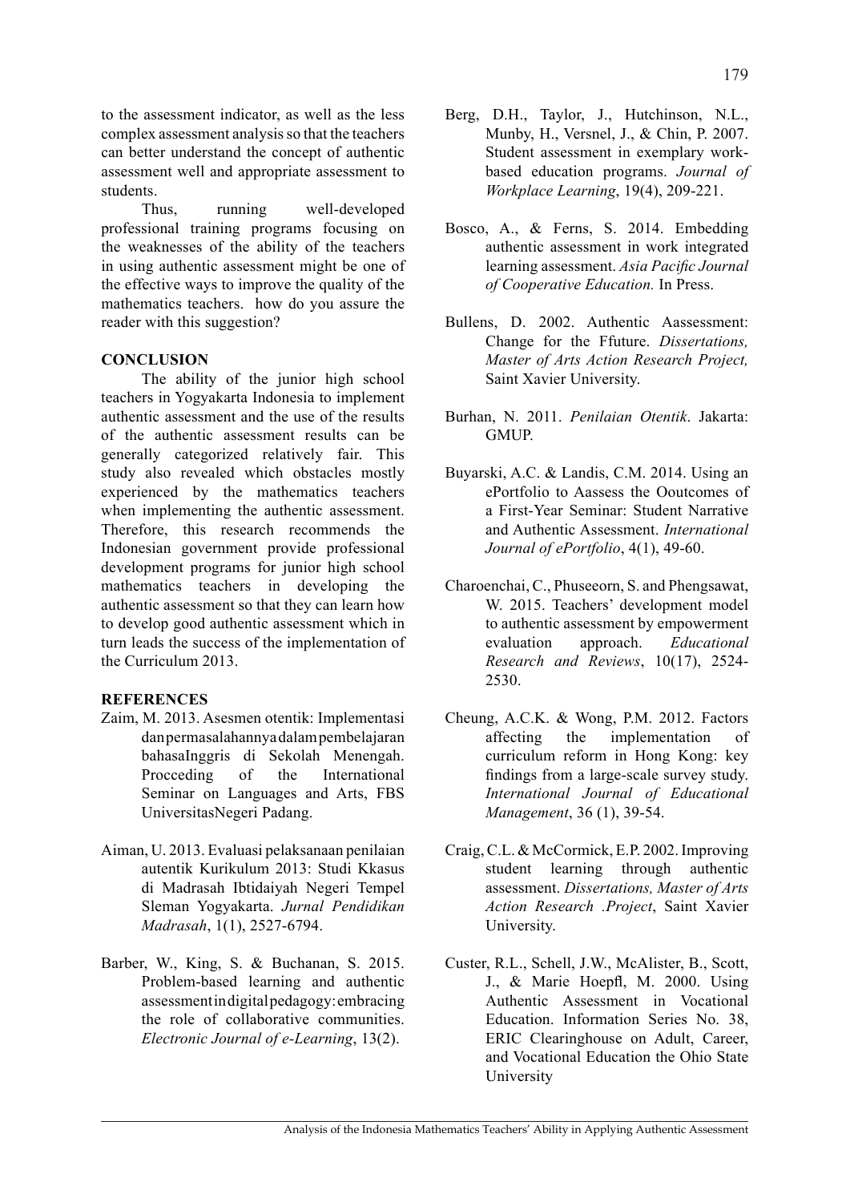to the assessment indicator, as well as the less complex assessment analysis so that the teachers can better understand the concept of authentic assessment well and appropriate assessment to students.

Thus, running well-developed professional training programs focusing on the weaknesses of the ability of the teachers in using authentic assessment might be one of the effective ways to improve the quality of the mathematics teachers. how do you assure the reader with this suggestion?

## CONCLUSION

The ability of the junior high school teachers in Yogyakarta Indonesia to implement authentic assessment and the use of the results of the authentic assessment results can be generally categorized relatively fair. This study also revealed which obstacles mostly experienced by the mathematics teachers when implementing the authentic assessment. Therefore, this research recommends the Indonesian government provide professional development programs for junior high school mathematics teachers in developing the authentic assessment so that they can learn how to develop good authentic assessment which in turn leads the success of the implementation of the Curriculum 2013.

## REFERENCES

Zaim, M. 2013. Asesmen otentik: Implementasi danpermasalahannya dalam pembelajaran bahasaInggris di Sekolah Menengah. Procceding of the International Seminar on Languages and Arts, FBS UniversitasNegeri Padang.

Aiman, U. 2013. Evaluasi pelaksanaan penilaian autentik Kurikulum 2013: Studi Kkasus di Madrasah Ibtidaiyah Negeri Tempel Sleman Yogyakarta. *Jurnal Pendidikan Madrasah*, 1(1), 2527-6794.

Barber, W., King, S. & Buchanan, S. 2015. Problem-based learning and authentic assessment in digital pedagogy: embracing the role of collaborative communities. *Electronic Journal of e-Learning*, 13(2).

Berg, D.H., Taylor, J., Hutchinson, N.L., Munby, H., Versnel, J., & Chin, P. 2007. Student assessment in exemplary work-based education programs. *Journal of Workplace Learning*, 19(4), 209-221.

Bosco, A., & Ferns, S. 2014. Embedding authentic assessment in work integrated learning assessment. *Asia Pacific Journal of Cooperative Education.* In Press.

Bullens, D. 2002. Authentic Aassessment: Change for the Ffuture. *Dissertations, Master of Arts Action Research Project,* Saint Xavier University.

Burhan, N. 2011. *Penilaian Otentik*. Jakarta: GMUP.

Buyarski, A.C. & Landis, C.M. 2014. Using an ePortfolio to Aassess the Ooutcomes of a First-Year Seminar: Student Narrative and Authentic Assessment. *International Journal of ePortfolio*, 4(1), 49-60.

Charoenchai, C., Phuseeorn, S. and Phengsawat, W. 2015. Teachers' development model to authentic assessment by empowerment evaluation approach. *Educational Research and Reviews*, 10(17), 2524-2530.

Cheung, A.C.K. & Wong, P.M. 2012. Factors affecting the implementation of curriculum reform in Hong Kong: key findings from a large-scale survey study. *International Journal of Educational Management*, 36 (1), 39-54.

Craig, C.L. & McCormick, E.P. 2002. Improving student learning through authentic assessment. *Dissertations, Master of Arts Action Research .Project*, Saint Xavier University.

Custer, R.L., Schell, J.W., McAlister, B., Scott, J., & Marie Hoepfl, M. 2000. Using Authentic Assessment in Vocational Education. Information Series No. 38, ERIC Clearinghouse on Adult, Career, and Vocational Education the Ohio State University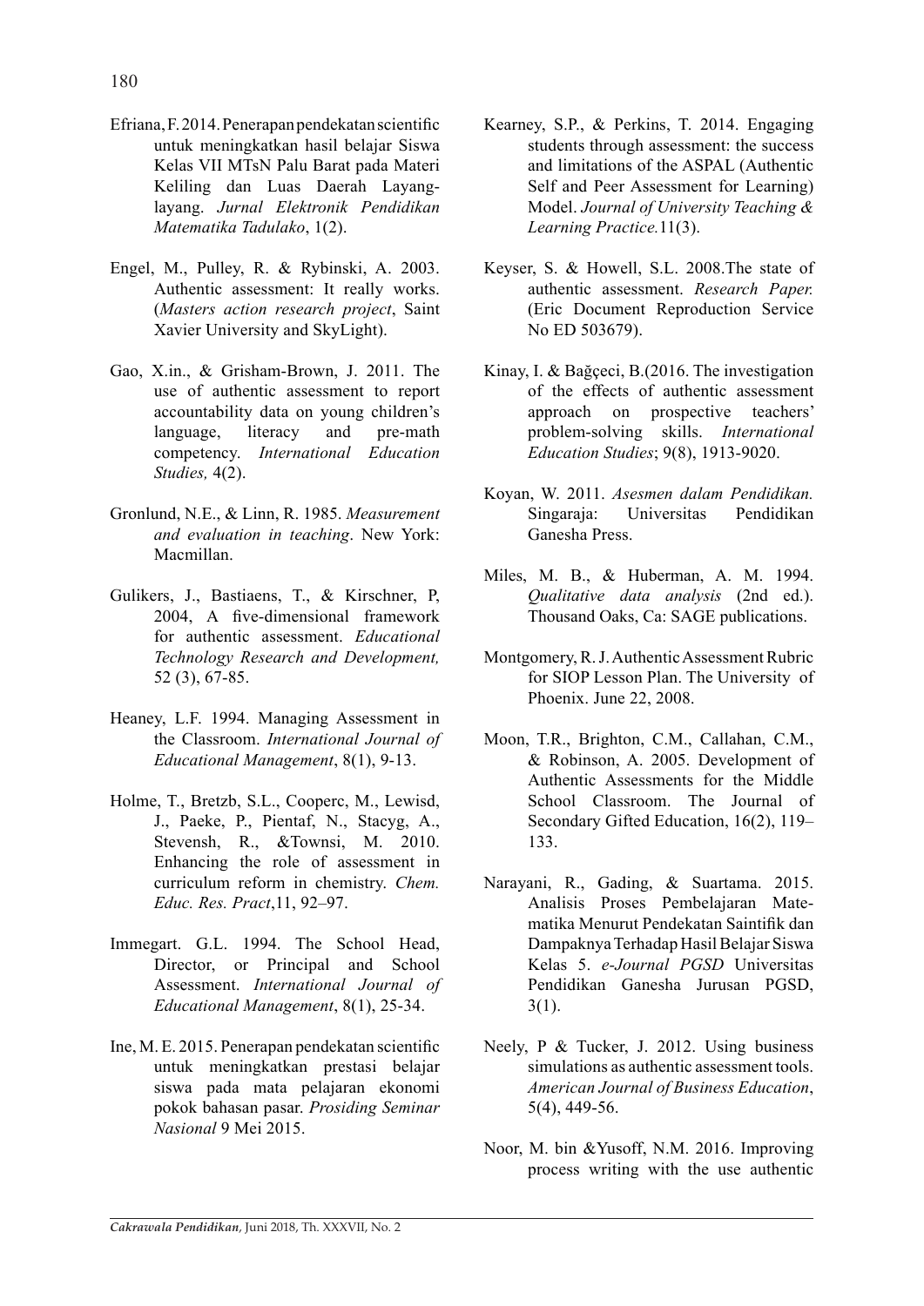Efriana, F. 2014. Penerapan pendekatan scientific untuk meningkatkan hasil belajar Siswa Kelas VII MTsN Palu Barat pada Materi Keliling dan Luas Daerah Layang-layang. *Jurnal Elektronik Pendidikan Matematika Tadulako*, 1(2).

Engel, M., Pulley, R. & Rybinski, A. 2003. Authentic assessment: It really works. (*Masters action research project*, Saint Xavier University and SkyLight).

Gao, X.in., & Grisham-Brown, J. 2011. The use of authentic assessment to report accountability data on young children's language, literacy and pre-math competency. *International Education Studies,* 4(2).

Gronlund, N.E., & Linn, R. 1985. *Measurement and evaluation in teaching*. New York: Macmillan.

Gulikers, J., Bastiaens, T., & Kirschner, P, 2004, A five-dimensional framework for authentic assessment. *Educational Technology Research and Development,* 52 (3), 67-85.

Heaney, L.F. 1994. Managing Assessment in the Classroom. *International Journal of Educational Management*, 8(1), 9-13.

Holme, T., Bretzb, S.L., Cooperc, M., Lewisd, J., Paeke, P., Pientaf, N., Stacyg, A., Stevensh, R., &Townsi, M. 2010. Enhancing the role of assessment in curriculum reform in chemistry. *Chem. Educ. Res. Pract*,11, 92–97.

Immegart. G.L. 1994. The School Head, Director, or Principal and School Assessment. *International Journal of Educational Management*, 8(1), 25-34.

Ine, M. E. 2015. Penerapan pendekatan scientific untuk meningkatkan prestasi belajar siswa pada mata pelajaran ekonomi pokok bahasan pasar. *Prosiding Seminar Nasional* 9 Mei 2015.

Kearney, S.P., & Perkins, T. 2014. Engaging students through assessment: the success and limitations of the ASPAL (Authentic Self and Peer Assessment for Learning) Model. *Journal of University Teaching & Learning Practice.*11(3).

Keyser, S. & Howell, S.L. 2008.The state of authentic assessment. *Research Paper.* (Eric Document Reproduction Service No ED 503679).

Kinay, I. & Bağçeci, B.(2016. The investigation of the effects of authentic assessment approach on prospective teachers' problem-solving skills. *International Education Studies*; 9(8), 1913-9020.

Koyan, W. 2011. *Asesmen dalam Pendidikan.* Singaraja: Universitas Pendidikan Ganesha Press.

Miles, M. B., & Huberman, A. M. 1994. *Qualitative data analysis* (2nd ed.). Thousand Oaks, Ca: SAGE publications.

Montgomery, R. J. Authentic Assessment Rubric for SIOP Lesson Plan. The University of Phoenix. June 22, 2008.

Moon, T.R., Brighton, C.M., Callahan, C.M., & Robinson, A. 2005. Development of Authentic Assessments for the Middle School Classroom. The Journal of Secondary Gifted Education, 16(2), 119–133.

Narayani, R., Gading, & Suartama. 2015. Analisis Proses Pembelajaran Matematika Menurut Pendekatan Saintifik dan Dampaknya Terhadap Hasil Belajar Siswa Kelas 5. *e-Journal PGSD* Universitas Pendidikan Ganesha Jurusan PGSD, 3(1).

Neely, P & Tucker, J. 2012. Using business simulations as authentic assessment tools. *American Journal of Business Education*, 5(4), 449-56.

Noor, M. bin &Yusoff, N.M. 2016. Improving process writing with the use authentic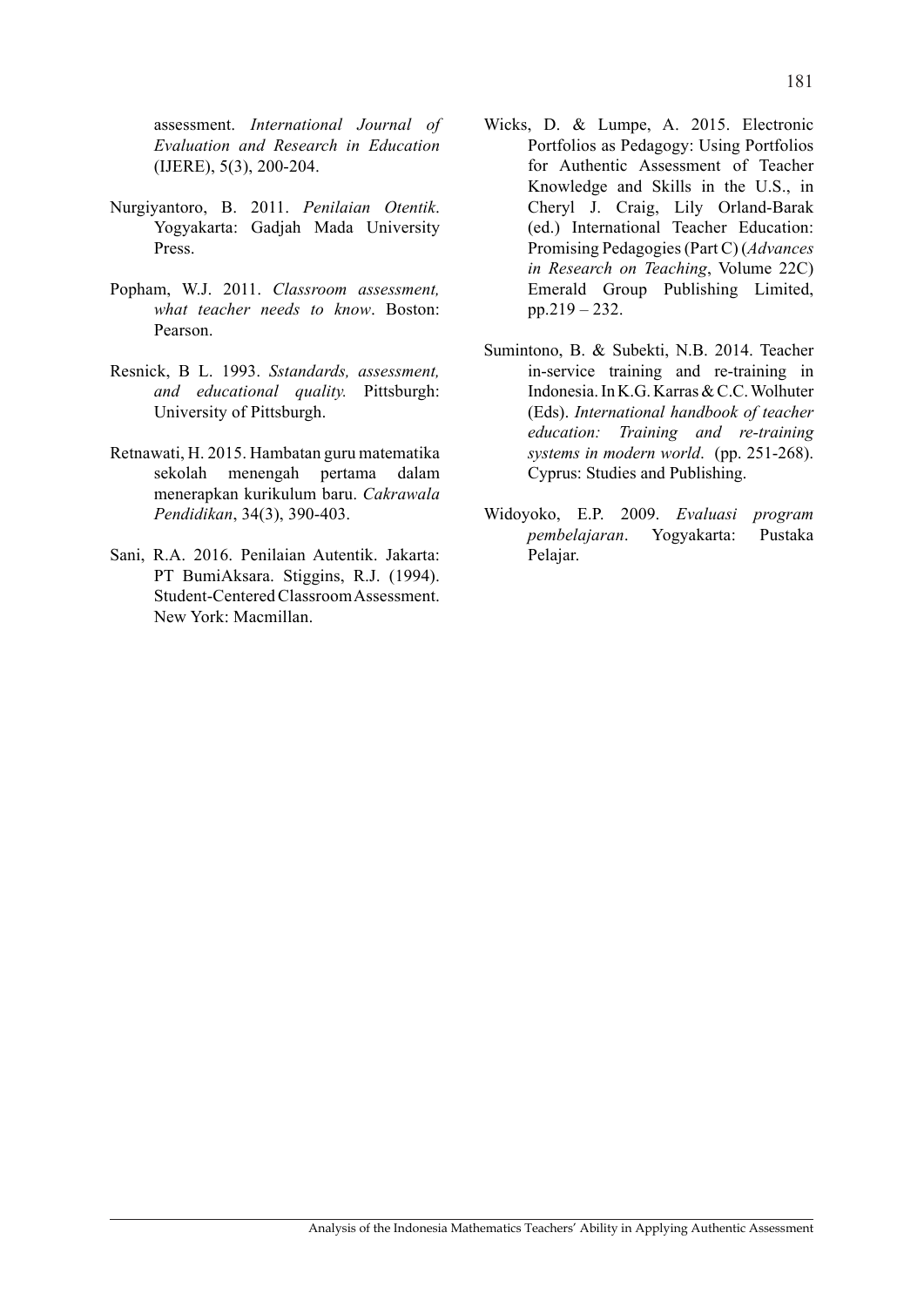assessment. *International Journal of Evaluation and Research in Education* (IJERE), 5(3), 200-204.

Nurgiyantoro, B. 2011. *Penilaian Otentik*. Yogyakarta: Gadjah Mada University Press.

Popham, W.J. 2011. *Classroom assessment, what teacher needs to know*. Boston: Pearson.

Resnick, B L. 1993. *Sstandards, assessment, and educational quality.* Pittsburgh: University of Pittsburgh.

Retnawati, H. 2015. Hambatan guru matematika sekolah menengah pertama dalam menerapkan kurikulum baru. *Cakrawala Pendidikan*, 34(3), 390-403.

Sani, R.A. 2016. Penilaian Autentik. Jakarta: PT BumiAksara. Stiggins, R.J. (1994). Student-Centered Classroom Assessment. New York: Macmillan.

Wicks, D. & Lumpe, A. 2015. Electronic Portfolios as Pedagogy: Using Portfolios for Authentic Assessment of Teacher Knowledge and Skills in the U.S., in Cheryl J. Craig, Lily Orland-Barak (ed.) International Teacher Education: Promising Pedagogies (Part C) (*Advances in Research on Teaching*, Volume 22C) Emerald Group Publishing Limited, pp.219 – 232.

Sumintono, B. & Subekti, N.B. 2014. Teacher in-service training and re-training in Indonesia. In K.G. Karras & C.C. Wolhuter (Eds). *International handbook of teacher education: Training and re-training systems in modern world*. (pp. 251-268). Cyprus: Studies and Publishing.

Widoyoko, E.P. 2009. *Evaluasi program pembelajaran*. Yogyakarta: Pustaka Pelajar.